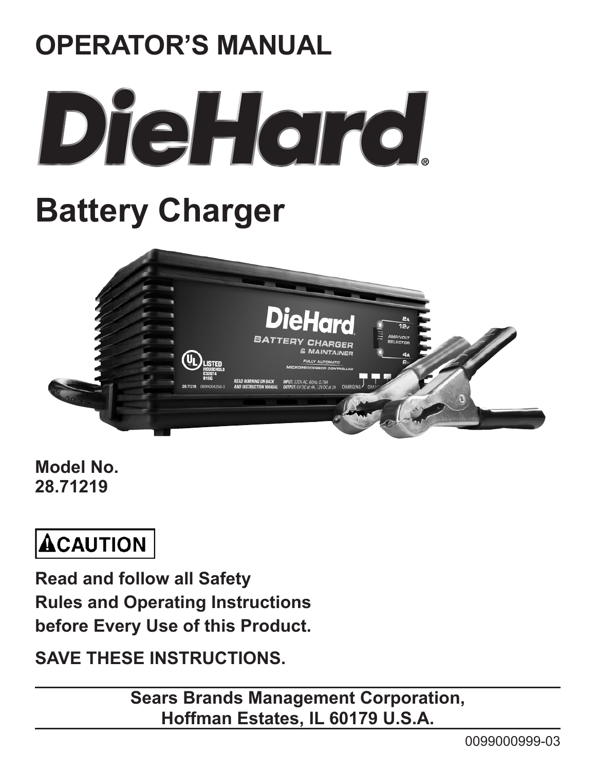# OPERATOR'S MANUAL

# DieHard®

# Battery Charger

**Model No.**
**28.71219**

**⚠CAUTION**

**Read and follow all Safety Rules and Operating Instructions before Every Use of this Product.**

**SAVE THESE INSTRUCTIONS.**

**Sears Brands Management Corporation,**
**Hoffman Estates, IL 60179 U.S.A.**

0099000999-03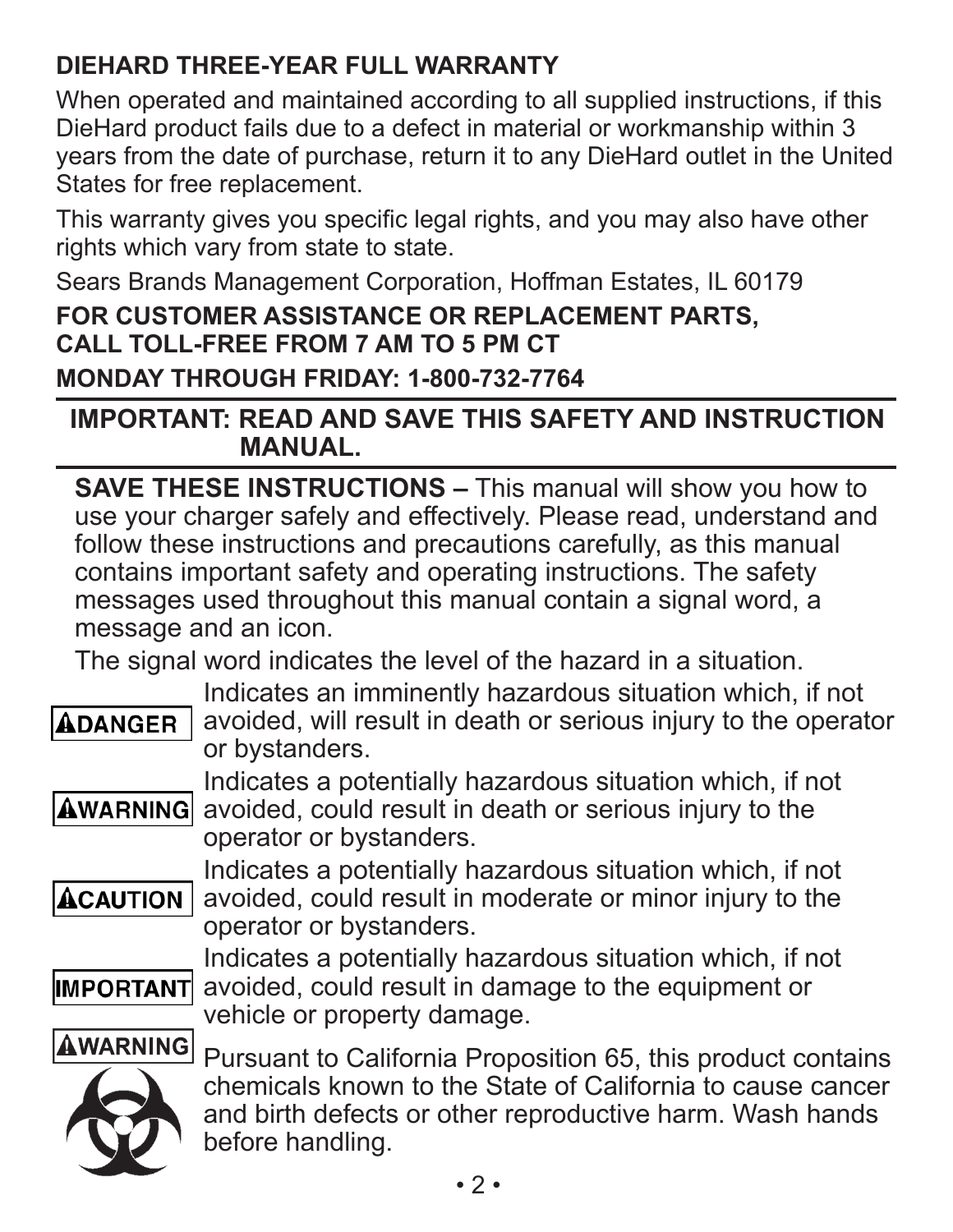## DIEHARD THREE-YEAR FULL WARRANTY

When operated and maintained according to all supplied instructions, if this DieHard product fails due to a defect in material or workmanship within 3 years from the date of purchase, return it to any DieHard outlet in the United States for free replacement.

This warranty gives you specific legal rights, and you may also have other rights which vary from state to state.

Sears Brands Management Corporation, Hoffman Estates, IL 60179

**FOR CUSTOMER ASSISTANCE OR REPLACEMENT PARTS, CALL TOLL-FREE FROM 7 AM TO 5 PM CT**

**MONDAY THROUGH FRIDAY: 1-800-732-7764**

---

**IMPORTANT: READ AND SAVE THIS SAFETY AND INSTRUCTION MANUAL.**

---

**SAVE THESE INSTRUCTIONS –** This manual will show you how to use your charger safely and effectively. Please read, understand and follow these instructions and precautions carefully, as this manual contains important safety and operating instructions. The safety messages used throughout this manual contain a signal word, a message and an icon.

The signal word indicates the level of the hazard in a situation.

**⚠DANGER** Indicates an imminently hazardous situation which, if not avoided, will result in death or serious injury to the operator or bystanders.

**⚠WARNING** Indicates a potentially hazardous situation which, if not avoided, could result in death or serious injury to the operator or bystanders.

**⚠CAUTION** Indicates a potentially hazardous situation which, if not avoided, could result in moderate or minor injury to the operator or bystanders.

**IMPORTANT** Indicates a potentially hazardous situation which, if not avoided, could result in damage to the equipment or vehicle or property damage.

**⚠WARNING** Pursuant to California Proposition 65, this product contains chemicals known to the State of California to cause cancer and birth defects or other reproductive harm. Wash hands before handling.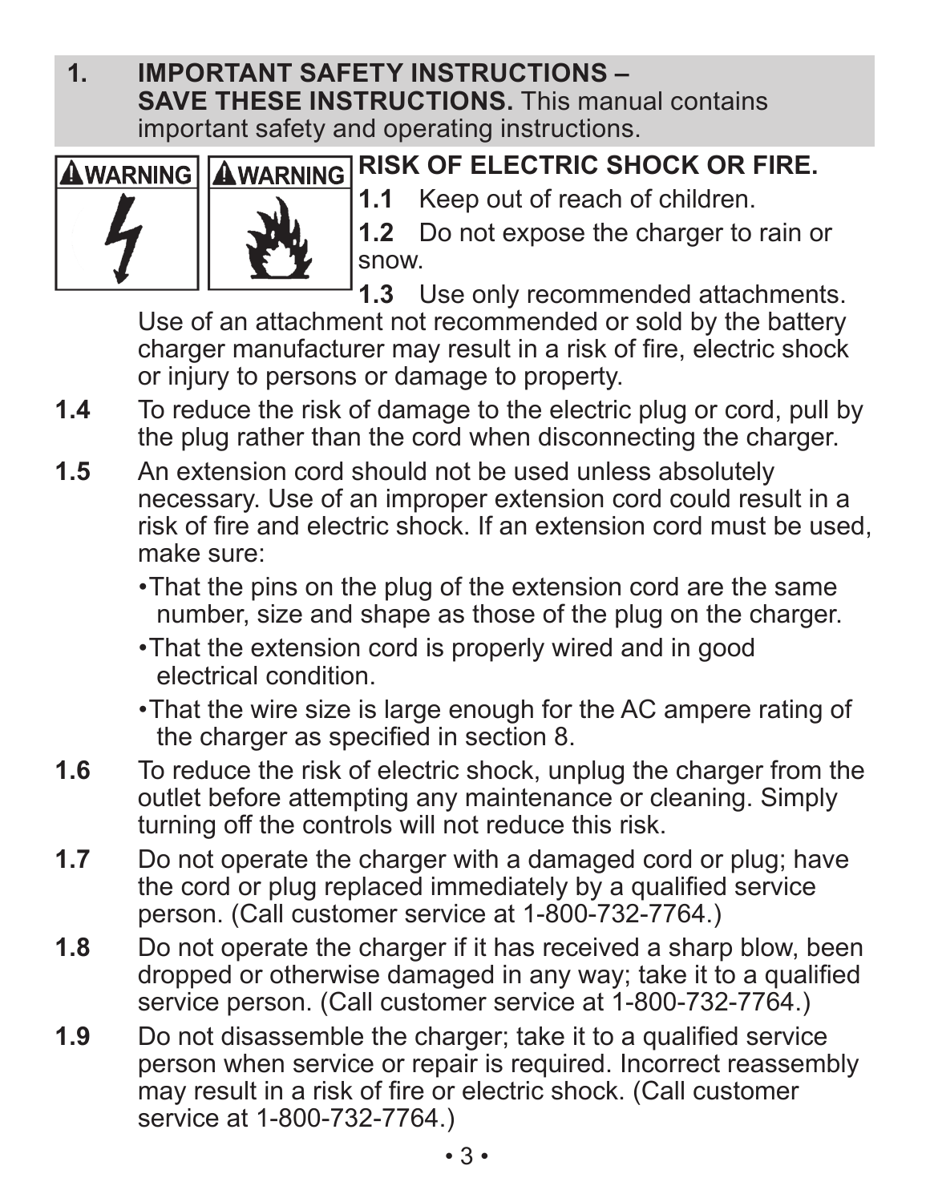## 1. IMPORTANT SAFETY INSTRUCTIONS – SAVE THESE INSTRUCTIONS.

This manual contains important safety and operating instructions.

**WARNING** **WARNING** **RISK OF ELECTRIC SHOCK OR FIRE.**

**1.1** Keep out of reach of children.

**1.2** Do not expose the charger to rain or snow.

**1.3** Use only recommended attachments. Use of an attachment not recommended or sold by the battery charger manufacturer may result in a risk of fire, electric shock or injury to persons or damage to property.

**1.4** To reduce the risk of damage to the electric plug or cord, pull by the plug rather than the cord when disconnecting the charger.

**1.5** An extension cord should not be used unless absolutely necessary. Use of an improper extension cord could result in a risk of fire and electric shock. If an extension cord must be used, make sure:

- That the pins on the plug of the extension cord are the same number, size and shape as those of the plug on the charger.
- That the extension cord is properly wired and in good electrical condition.
- That the wire size is large enough for the AC ampere rating of the charger as specified in section 8.

**1.6** To reduce the risk of electric shock, unplug the charger from the outlet before attempting any maintenance or cleaning. Simply turning off the controls will not reduce this risk.

**1.7** Do not operate the charger with a damaged cord or plug; have the cord or plug replaced immediately by a qualified service person. (Call customer service at 1-800-732-7764.)

**1.8** Do not operate the charger if it has received a sharp blow, been dropped or otherwise damaged in any way; take it to a qualified service person. (Call customer service at 1-800-732-7764.)

**1.9** Do not disassemble the charger; take it to a qualified service person when service or repair is required. Incorrect reassembly may result in a risk of fire or electric shock. (Call customer service at 1-800-732-7764.)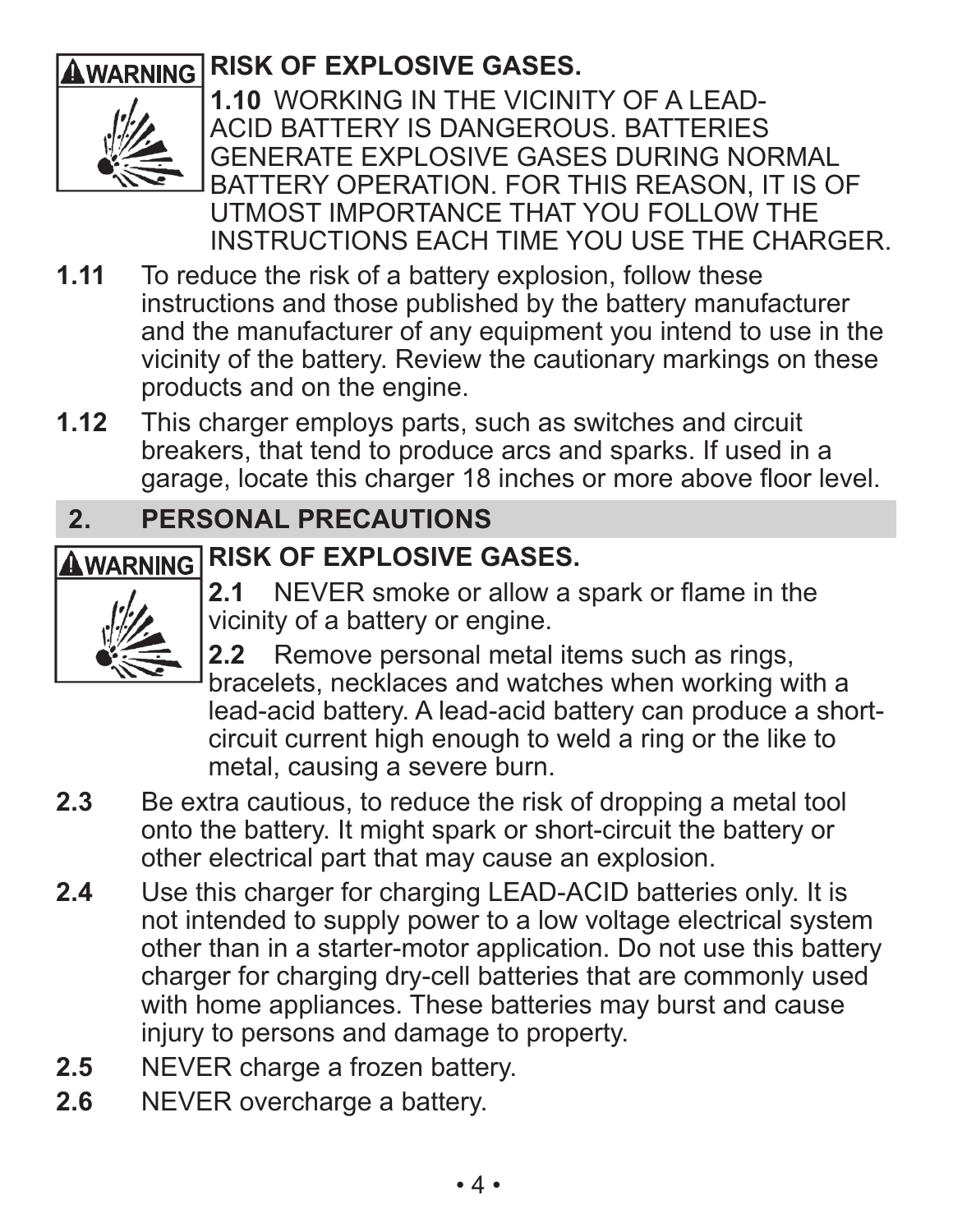**⚠WARNING** **RISK OF EXPLOSIVE GASES.**

**1.10** WORKING IN THE VICINITY OF A LEAD-ACID BATTERY IS DANGEROUS. BATTERIES GENERATE EXPLOSIVE GASES DURING NORMAL BATTERY OPERATION. FOR THIS REASON, IT IS OF UTMOST IMPORTANCE THAT YOU FOLLOW THE INSTRUCTIONS EACH TIME YOU USE THE CHARGER.

**1.11** To reduce the risk of a battery explosion, follow these instructions and those published by the battery manufacturer and the manufacturer of any equipment you intend to use in the vicinity of the battery. Review the cautionary markings on these products and on the engine.

**1.12** This charger employs parts, such as switches and circuit breakers, that tend to produce arcs and sparks. If used in a garage, locate this charger 18 inches or more above floor level.

## 2. PERSONAL PRECAUTIONS

**⚠WARNING** **RISK OF EXPLOSIVE GASES.**

**2.1** NEVER smoke or allow a spark or flame in the vicinity of a battery or engine.

**2.2** Remove personal metal items such as rings, bracelets, necklaces and watches when working with a lead-acid battery. A lead-acid battery can produce a short-circuit current high enough to weld a ring or the like to metal, causing a severe burn.

**2.3** Be extra cautious, to reduce the risk of dropping a metal tool onto the battery. It might spark or short-circuit the battery or other electrical part that may cause an explosion.

**2.4** Use this charger for charging LEAD-ACID batteries only. It is not intended to supply power to a low voltage electrical system other than in a starter-motor application. Do not use this battery charger for charging dry-cell batteries that are commonly used with home appliances. These batteries may burst and cause injury to persons and damage to property.

**2.5** NEVER charge a frozen battery.

**2.6** NEVER overcharge a battery.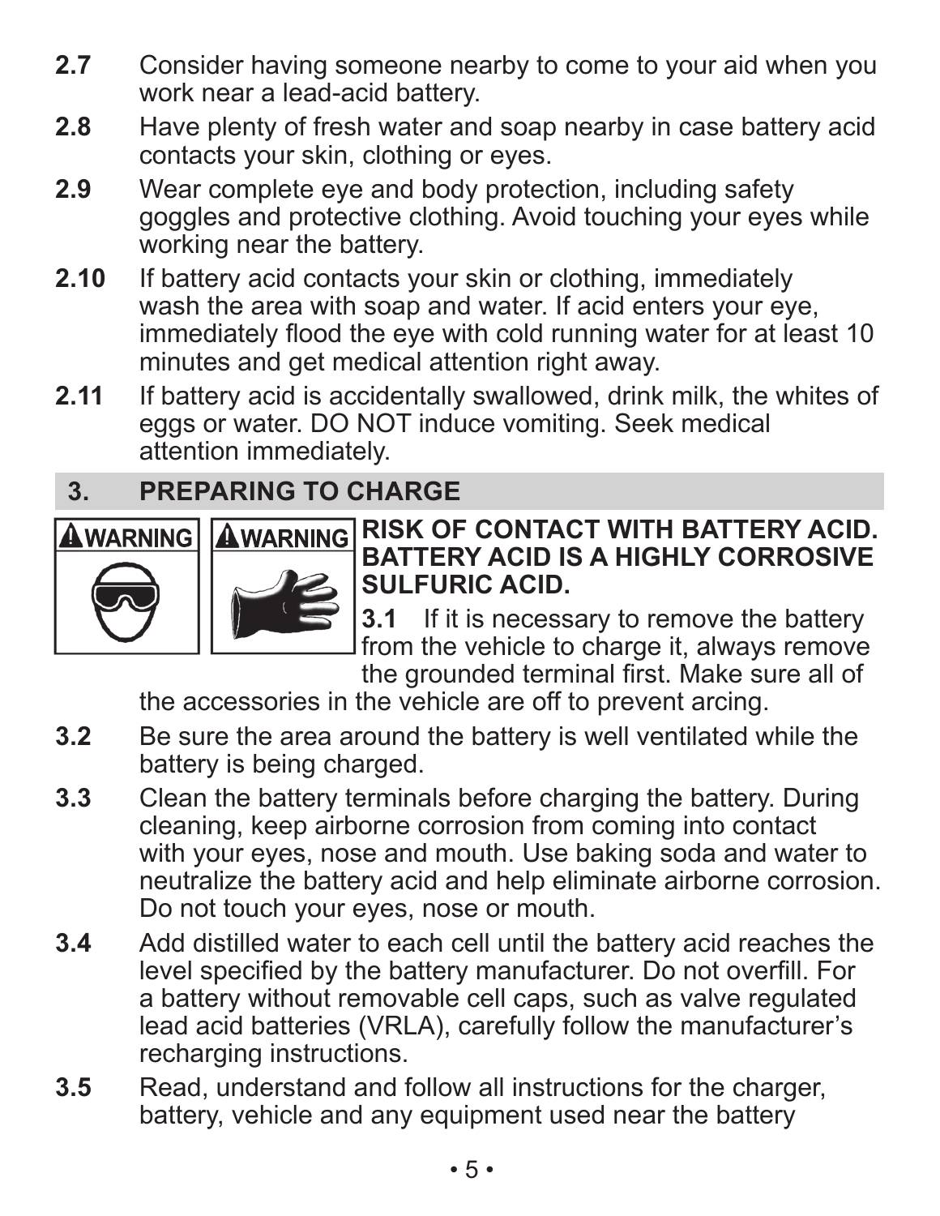**2.7** Consider having someone nearby to come to your aid when you work near a lead-acid battery.

**2.8** Have plenty of fresh water and soap nearby in case battery acid contacts your skin, clothing or eyes.

**2.9** Wear complete eye and body protection, including safety goggles and protective clothing. Avoid touching your eyes while working near the battery.

**2.10** If battery acid contacts your skin or clothing, immediately wash the area with soap and water. If acid enters your eye, immediately flood the eye with cold running water for at least 10 minutes and get medical attention right away.

**2.11** If battery acid is accidentally swallowed, drink milk, the whites of eggs or water. DO NOT induce vomiting. Seek medical attention immediately.

## 3. PREPARING TO CHARGE

**WARNING** **WARNING**

**RISK OF CONTACT WITH BATTERY ACID. BATTERY ACID IS A HIGHLY CORROSIVE SULFURIC ACID.**

**3.1** If it is necessary to remove the battery from the vehicle to charge it, always remove the grounded terminal first. Make sure all of the accessories in the vehicle are off to prevent arcing.

**3.2** Be sure the area around the battery is well ventilated while the battery is being charged.

**3.3** Clean the battery terminals before charging the battery. During cleaning, keep airborne corrosion from coming into contact with your eyes, nose and mouth. Use baking soda and water to neutralize the battery acid and help eliminate airborne corrosion. Do not touch your eyes, nose or mouth.

**3.4** Add distilled water to each cell until the battery acid reaches the level specified by the battery manufacturer. Do not overfill. For a battery without removable cell caps, such as valve regulated lead acid batteries (VRLA), carefully follow the manufacturer's recharging instructions.

**3.5** Read, understand and follow all instructions for the charger, battery, vehicle and any equipment used near the battery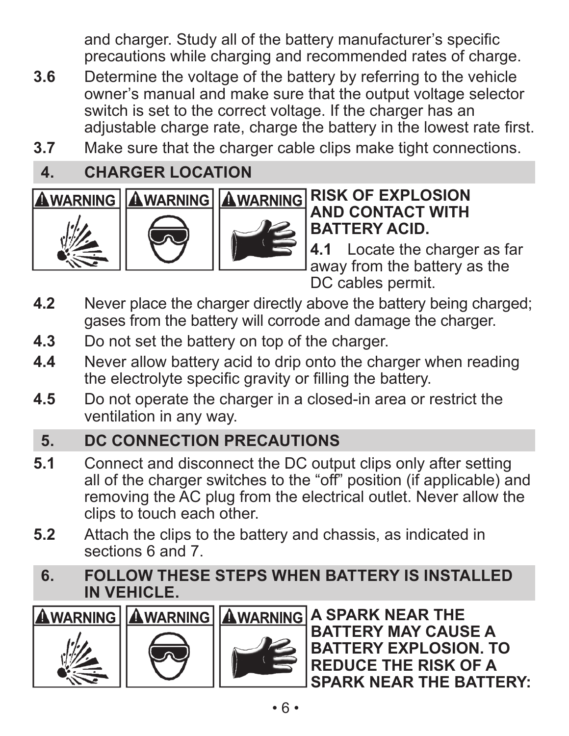and charger. Study all of the battery manufacturer's specific precautions while charging and recommended rates of charge.

**3.6** Determine the voltage of the battery by referring to the vehicle owner's manual and make sure that the output voltage selector switch is set to the correct voltage. If the charger has an adjustable charge rate, charge the battery in the lowest rate first.

**3.7** Make sure that the charger cable clips make tight connections.

## 4. CHARGER LOCATION

**WARNING** **WARNING** **WARNING**

**RISK OF EXPLOSION AND CONTACT WITH BATTERY ACID.**

**4.1** Locate the charger as far away from the battery as the DC cables permit.

**4.2** Never place the charger directly above the battery being charged; gases from the battery will corrode and damage the charger.

**4.3** Do not set the battery on top of the charger.

**4.4** Never allow battery acid to drip onto the charger when reading the electrolyte specific gravity or filling the battery.

**4.5** Do not operate the charger in a closed-in area or restrict the ventilation in any way.

## 5. DC CONNECTION PRECAUTIONS

**5.1** Connect and disconnect the DC output clips only after setting all of the charger switches to the "off" position (if applicable) and removing the AC plug from the electrical outlet. Never allow the clips to touch each other.

**5.2** Attach the clips to the battery and chassis, as indicated in sections 6 and 7.

## 6. FOLLOW THESE STEPS WHEN BATTERY IS INSTALLED IN VEHICLE.

**WARNING** **WARNING** **WARNING**

**A SPARK NEAR THE BATTERY MAY CAUSE A BATTERY EXPLOSION. TO REDUCE THE RISK OF A SPARK NEAR THE BATTERY:**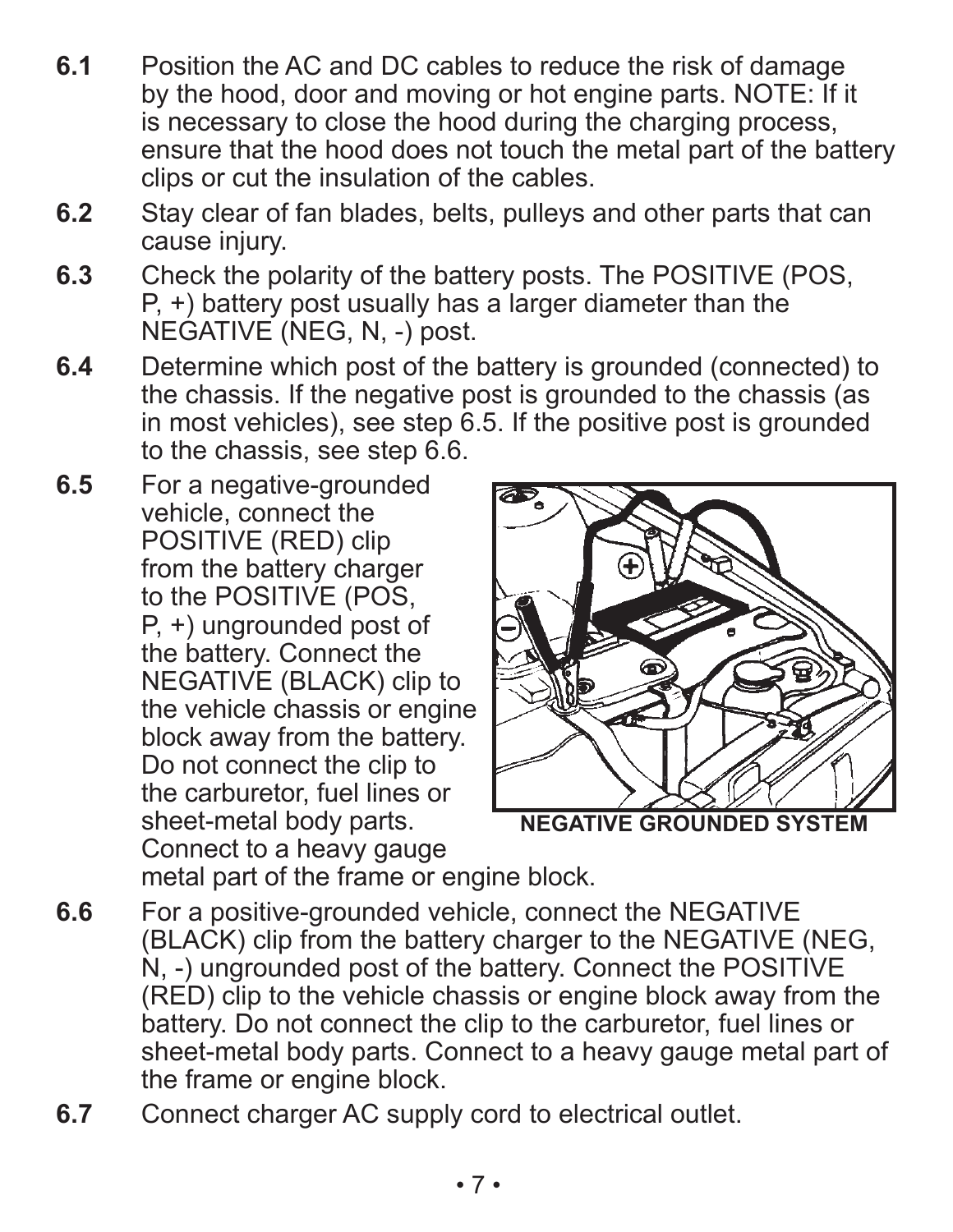**6.1** Position the AC and DC cables to reduce the risk of damage by the hood, door and moving or hot engine parts. NOTE: If it is necessary to close the hood during the charging process, ensure that the hood does not touch the metal part of the battery clips or cut the insulation of the cables.

**6.2** Stay clear of fan blades, belts, pulleys and other parts that can cause injury.

**6.3** Check the polarity of the battery posts. The POSITIVE (POS, P, +) battery post usually has a larger diameter than the NEGATIVE (NEG, N, -) post.

**6.4** Determine which post of the battery is grounded (connected) to the chassis. If the negative post is grounded to the chassis (as in most vehicles), see step 6.5. If the positive post is grounded to the chassis, see step 6.6.

**6.5** For a negative-grounded vehicle, connect the POSITIVE (RED) clip from the battery charger to the POSITIVE (POS, P, +) ungrounded post of the battery. Connect the NEGATIVE (BLACK) clip to the vehicle chassis or engine block away from the battery. Do not connect the clip to the carburetor, fuel lines or sheet-metal body parts. Connect to a heavy gauge metal part of the frame or engine block.

**NEGATIVE GROUNDED SYSTEM**

**6.6** For a positive-grounded vehicle, connect the NEGATIVE (BLACK) clip from the battery charger to the NEGATIVE (NEG, N, -) ungrounded post of the battery. Connect the POSITIVE (RED) clip to the vehicle chassis or engine block away from the battery. Do not connect the clip to the carburetor, fuel lines or sheet-metal body parts. Connect to a heavy gauge metal part of the frame or engine block.

**6.7** Connect charger AC supply cord to electrical outlet.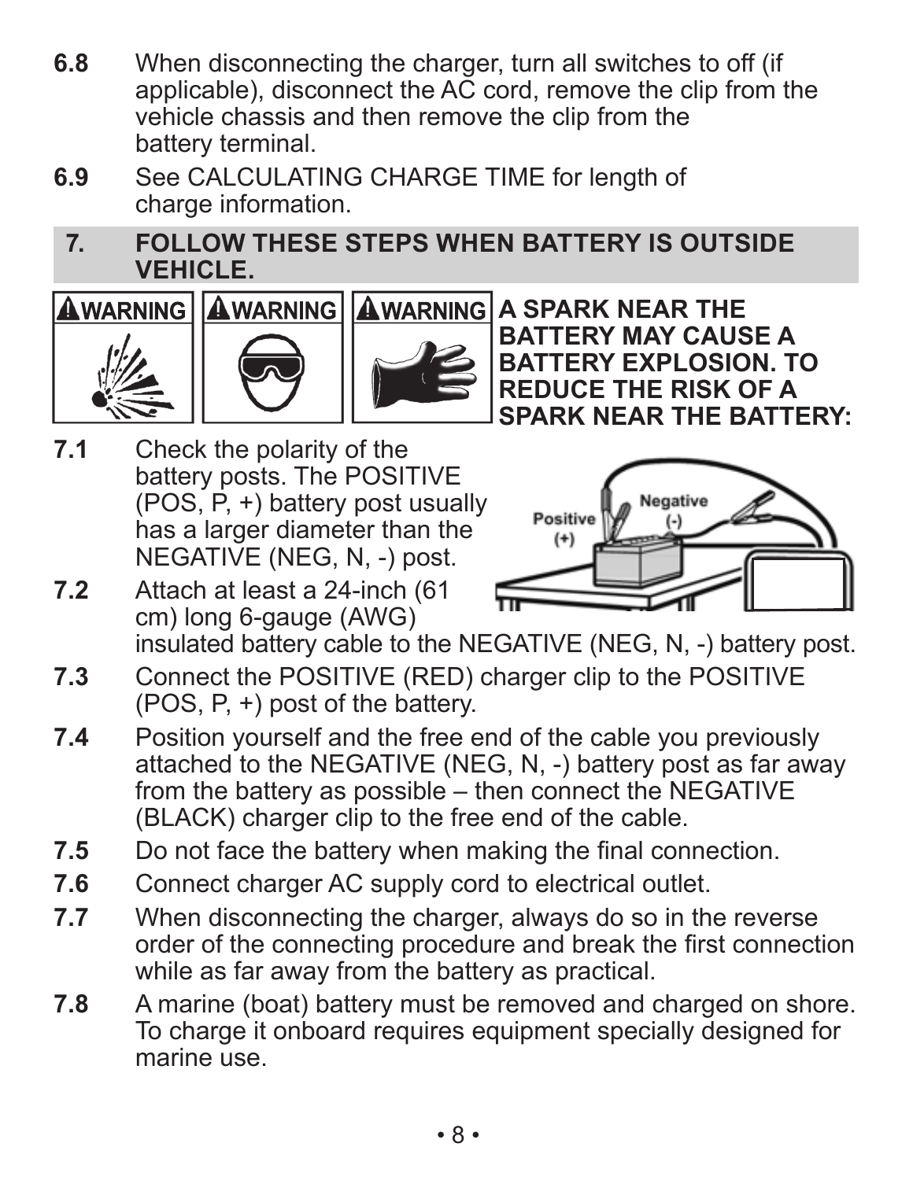**6.8** When disconnecting the charger, turn all switches to off (if applicable), disconnect the AC cord, remove the clip from the vehicle chassis and then remove the clip from the battery terminal.

**6.9** See CALCULATING CHARGE TIME for length of charge information.

## 7. FOLLOW THESE STEPS WHEN BATTERY IS OUTSIDE VEHICLE.

**⚠WARNING** **⚠WARNING** **⚠WARNING**

**A SPARK NEAR THE BATTERY MAY CAUSE A BATTERY EXPLOSION. TO REDUCE THE RISK OF A SPARK NEAR THE BATTERY:**

**7.1** Check the polarity of the battery posts. The POSITIVE (POS, P, +) battery post usually has a larger diameter than the NEGATIVE (NEG, N, -) post.

**7.2** Attach at least a 24-inch (61 cm) long 6-gauge (AWG) insulated battery cable to the NEGATIVE (NEG, N, -) battery post.

**7.3** Connect the POSITIVE (RED) charger clip to the POSITIVE (POS, P, +) post of the battery.

**7.4** Position yourself and the free end of the cable you previously attached to the NEGATIVE (NEG, N, -) battery post as far away from the battery as possible – then connect the NEGATIVE (BLACK) charger clip to the free end of the cable.

**7.5** Do not face the battery when making the final connection.

**7.6** Connect charger AC supply cord to electrical outlet.

**7.7** When disconnecting the charger, always do so in the reverse order of the connecting procedure and break the first connection while as far away from the battery as practical.

**7.8** A marine (boat) battery must be removed and charged on shore. To charge it onboard requires equipment specially designed for marine use.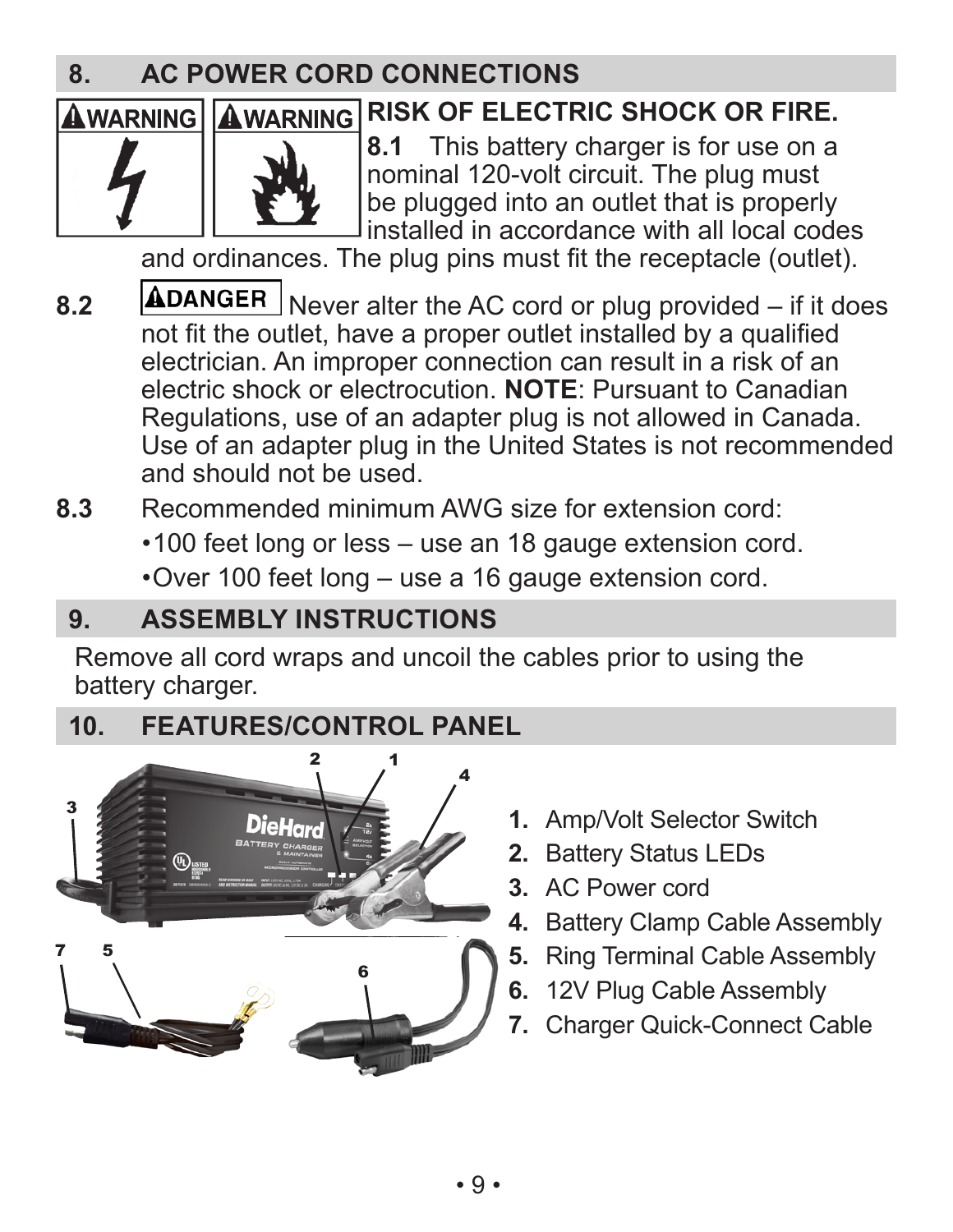## 8. AC POWER CORD CONNECTIONS

**WARNING** **WARNING** **RISK OF ELECTRIC SHOCK OR FIRE.**

**8.1** This battery charger is for use on a nominal 120-volt circuit. The plug must be plugged into an outlet that is properly installed in accordance with all local codes and ordinances. The plug pins must fit the receptacle (outlet).

**8.2** **DANGER** Never alter the AC cord or plug provided – if it does not fit the outlet, have a proper outlet installed by a qualified electrician. An improper connection can result in a risk of an electric shock or electrocution. **NOTE**: Pursuant to Canadian Regulations, use of an adapter plug is not allowed in Canada. Use of an adapter plug in the United States is not recommended and should not be used.

**8.3** Recommended minimum AWG size for extension cord:

- 100 feet long or less – use an 18 gauge extension cord.
- Over 100 feet long – use a 16 gauge extension cord.

## 9. ASSEMBLY INSTRUCTIONS

Remove all cord wraps and uncoil the cables prior to using the battery charger.

## 10. FEATURES/CONTROL PANEL

1. Amp/Volt Selector Switch
2. Battery Status LEDs
3. AC Power cord
4. Battery Clamp Cable Assembly
5. Ring Terminal Cable Assembly
6. 12V Plug Cable Assembly
7. Charger Quick-Connect Cable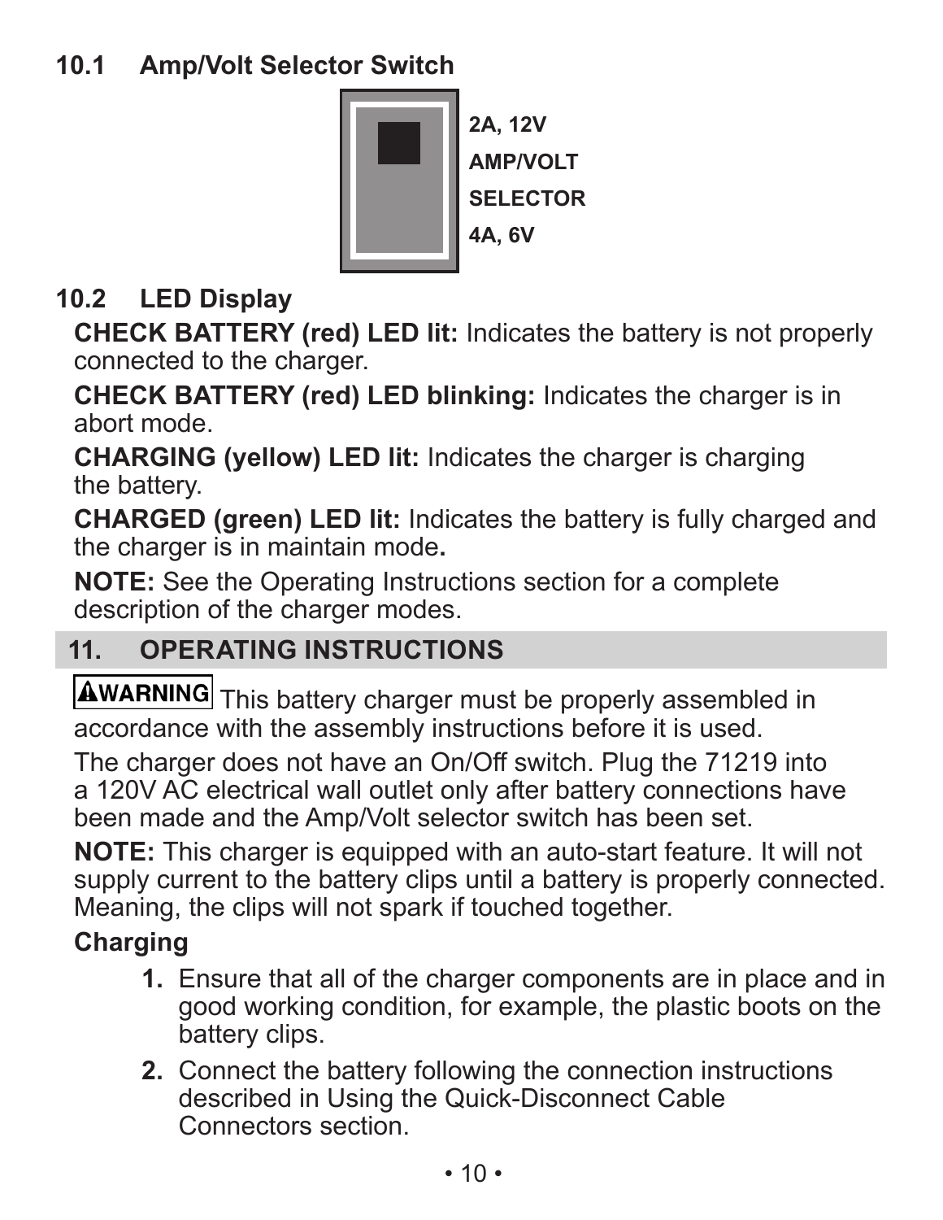### 10.1 Amp/Volt Selector Switch

2A, 12V
AMP/VOLT
SELECTOR
4A, 6V

### 10.2 LED Display

**CHECK BATTERY (red) LED lit:** Indicates the battery is not properly connected to the charger.

**CHECK BATTERY (red) LED blinking:** Indicates the charger is in abort mode.

**CHARGING (yellow) LED lit:** Indicates the charger is charging the battery.

**CHARGED (green) LED lit:** Indicates the battery is fully charged and the charger is in maintain mode**.**

**NOTE:** See the Operating Instructions section for a complete description of the charger modes.

## 11. OPERATING INSTRUCTIONS

**⚠WARNING** This battery charger must be properly assembled in accordance with the assembly instructions before it is used.

The charger does not have an On/Off switch. Plug the 71219 into a 120V AC electrical wall outlet only after battery connections have been made and the Amp/Volt selector switch has been set.

**NOTE:** This charger is equipped with an auto-start feature. It will not supply current to the battery clips until a battery is properly connected. Meaning, the clips will not spark if touched together.

**Charging**

1. Ensure that all of the charger components are in place and in good working condition, for example, the plastic boots on the battery clips.
2. Connect the battery following the connection instructions described in Using the Quick-Disconnect Cable Connectors section.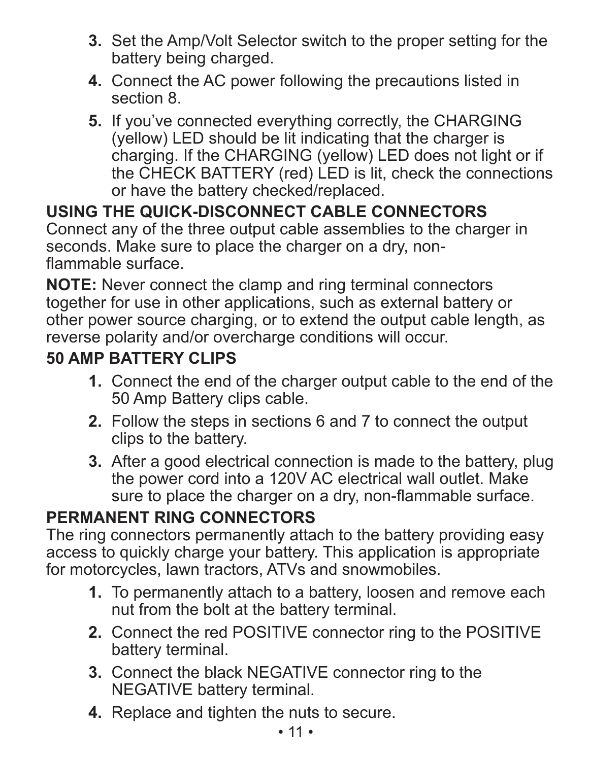3. Set the Amp/Volt Selector switch to the proper setting for the battery being charged.
4. Connect the AC power following the precautions listed in section 8.
5. If you've connected everything correctly, the CHARGING (yellow) LED should be lit indicating that the charger is charging. If the CHARGING (yellow) LED does not light or if the CHECK BATTERY (red) LED is lit, check the connections or have the battery checked/replaced.

## USING THE QUICK-DISCONNECT CABLE CONNECTORS

Connect any of the three output cable assemblies to the charger in seconds. Make sure to place the charger on a dry, non-flammable surface.

**NOTE:** Never connect the clamp and ring terminal connectors together for use in other applications, such as external battery or other power source charging, or to extend the output cable length, as reverse polarity and/or overcharge conditions will occur.

## 50 AMP BATTERY CLIPS

1. Connect the end of the charger output cable to the end of the 50 Amp Battery clips cable.
2. Follow the steps in sections 6 and 7 to connect the output clips to the battery.
3. After a good electrical connection is made to the battery, plug the power cord into a 120V AC electrical wall outlet. Make sure to place the charger on a dry, non-flammable surface.

## PERMANENT RING CONNECTORS

The ring connectors permanently attach to the battery providing easy access to quickly charge your battery. This application is appropriate for motorcycles, lawn tractors, ATVs and snowmobiles.

1. To permanently attach to a battery, loosen and remove each nut from the bolt at the battery terminal.
2. Connect the red POSITIVE connector ring to the POSITIVE battery terminal.
3. Connect the black NEGATIVE connector ring to the NEGATIVE battery terminal.
4. Replace and tighten the nuts to secure.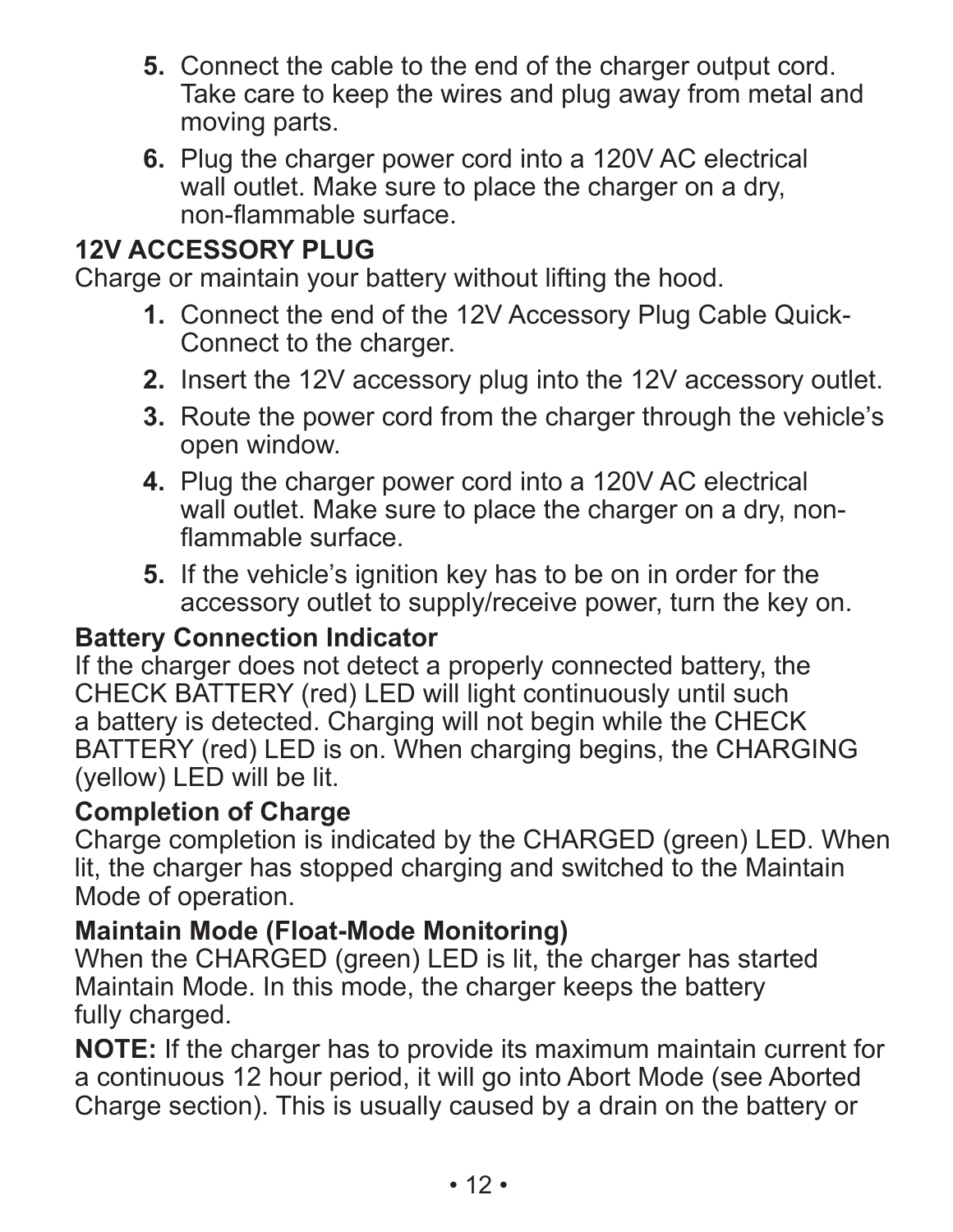5. Connect the cable to the end of the charger output cord. Take care to keep the wires and plug away from metal and moving parts.
6. Plug the charger power cord into a 120V AC electrical wall outlet. Make sure to place the charger on a dry, non-flammable surface.

### 12V ACCESSORY PLUG

Charge or maintain your battery without lifting the hood.

1. Connect the end of the 12V Accessory Plug Cable Quick-Connect to the charger.
2. Insert the 12V accessory plug into the 12V accessory outlet.
3. Route the power cord from the charger through the vehicle's open window.
4. Plug the charger power cord into a 120V AC electrical wall outlet. Make sure to place the charger on a dry, non-flammable surface.
5. If the vehicle's ignition key has to be on in order for the accessory outlet to supply/receive power, turn the key on.

### Battery Connection Indicator

If the charger does not detect a properly connected battery, the CHECK BATTERY (red) LED will light continuously until such a battery is detected. Charging will not begin while the CHECK BATTERY (red) LED is on. When charging begins, the CHARGING (yellow) LED will be lit.

### Completion of Charge

Charge completion is indicated by the CHARGED (green) LED. When lit, the charger has stopped charging and switched to the Maintain Mode of operation.

### Maintain Mode (Float-Mode Monitoring)

When the CHARGED (green) LED is lit, the charger has started Maintain Mode. In this mode, the charger keeps the battery fully charged.

**NOTE:** If the charger has to provide its maximum maintain current for a continuous 12 hour period, it will go into Abort Mode (see Aborted Charge section). This is usually caused by a drain on the battery or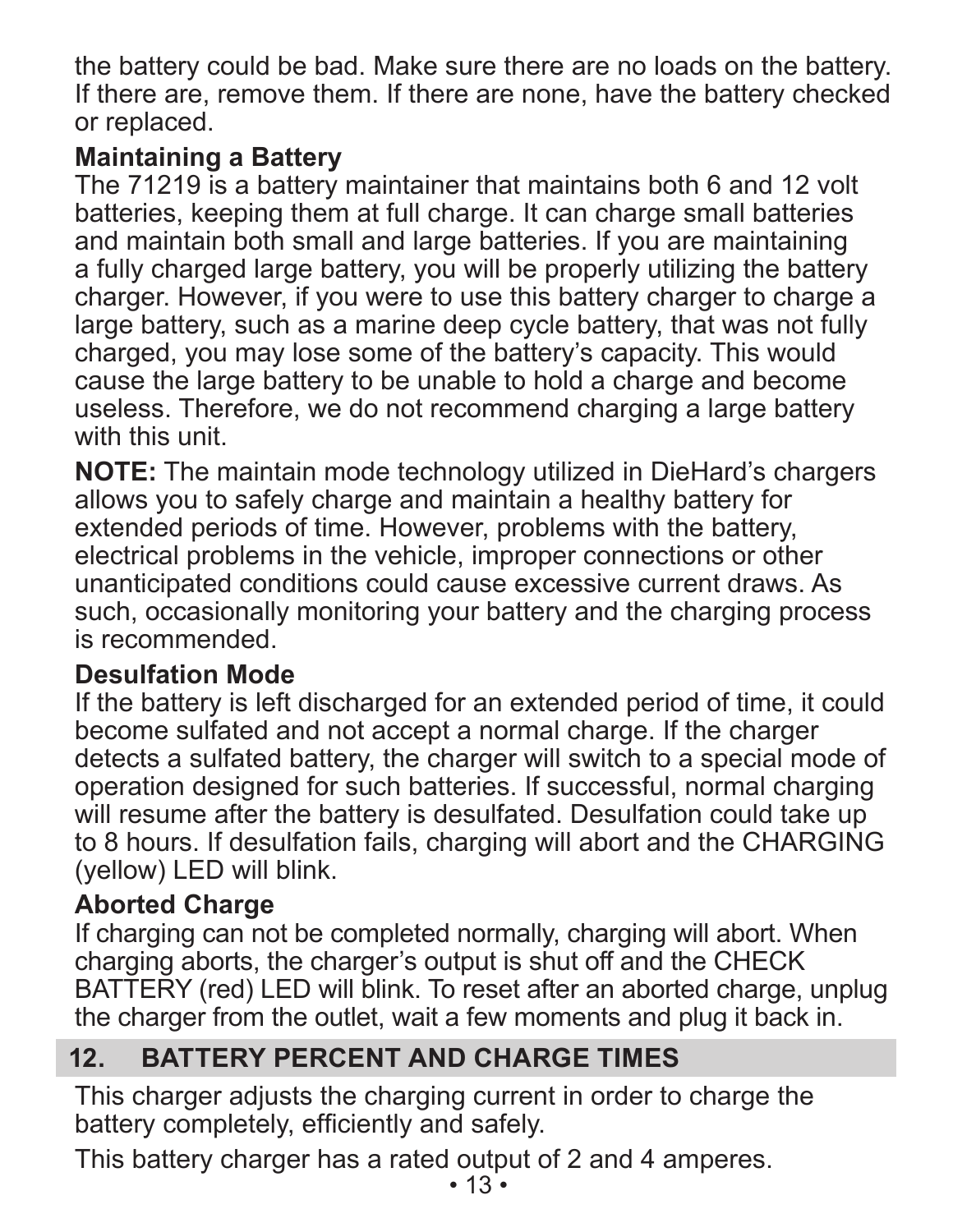the battery could be bad. Make sure there are no loads on the battery. If there are, remove them. If there are none, have the battery checked or replaced.

### Maintaining a Battery

The 71219 is a battery maintainer that maintains both 6 and 12 volt batteries, keeping them at full charge. It can charge small batteries and maintain both small and large batteries. If you are maintaining a fully charged large battery, you will be properly utilizing the battery charger. However, if you were to use this battery charger to charge a large battery, such as a marine deep cycle battery, that was not fully charged, you may lose some of the battery's capacity. This would cause the large battery to be unable to hold a charge and become useless. Therefore, we do not recommend charging a large battery with this unit.

**NOTE:** The maintain mode technology utilized in DieHard's chargers allows you to safely charge and maintain a healthy battery for extended periods of time. However, problems with the battery, electrical problems in the vehicle, improper connections or other unanticipated conditions could cause excessive current draws. As such, occasionally monitoring your battery and the charging process is recommended.

### Desulfation Mode

If the battery is left discharged for an extended period of time, it could become sulfated and not accept a normal charge. If the charger detects a sulfated battery, the charger will switch to a special mode of operation designed for such batteries. If successful, normal charging will resume after the battery is desulfated. Desulfation could take up to 8 hours. If desulfation fails, charging will abort and the CHARGING (yellow) LED will blink.

### Aborted Charge

If charging can not be completed normally, charging will abort. When charging aborts, the charger's output is shut off and the CHECK BATTERY (red) LED will blink. To reset after an aborted charge, unplug the charger from the outlet, wait a few moments and plug it back in.

## 12. BATTERY PERCENT AND CHARGE TIMES

This charger adjusts the charging current in order to charge the battery completely, efficiently and safely.

This battery charger has a rated output of 2 and 4 amperes.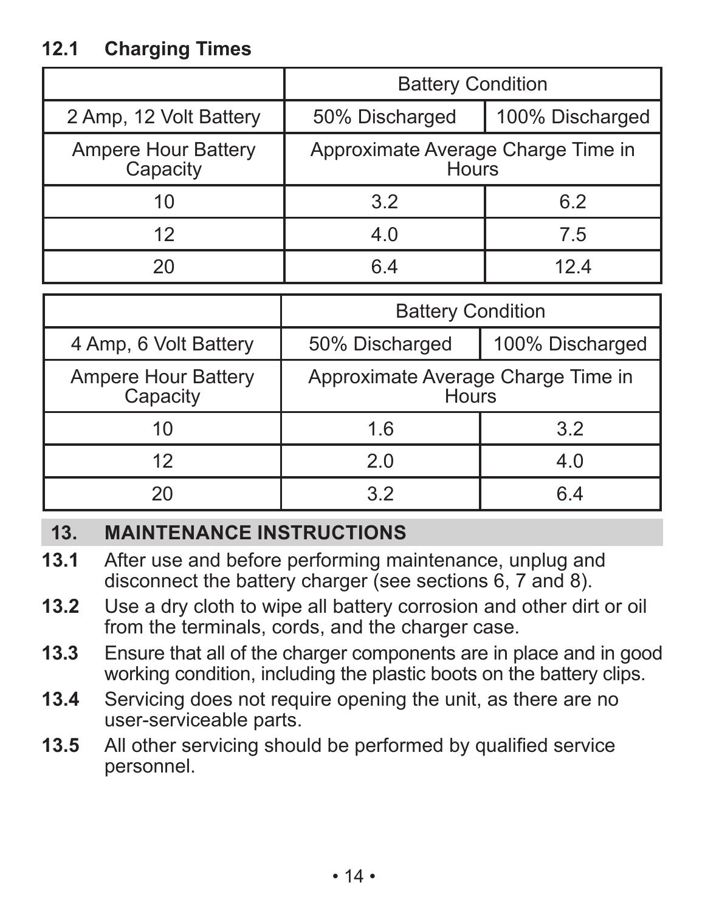### 12.1 Charging Times

| | Battery Condition | |
|---|---|---|
| 2 Amp, 12 Volt Battery | 50% Discharged | 100% Discharged |
| Ampere Hour Battery Capacity | Approximate Average Charge Time in Hours | |
| 10 | 3.2 | 6.2 |
| 12 | 4.0 | 7.5 |
| 20 | 6.4 | 12.4 |

| | Battery Condition | |
|---|---|---|
| 4 Amp, 6 Volt Battery | 50% Discharged | 100% Discharged |
| Ampere Hour Battery Capacity | Approximate Average Charge Time in Hours | |
| 10 | 1.6 | 3.2 |
| 12 | 2.0 | 4.0 |
| 20 | 3.2 | 6.4 |

## 13. MAINTENANCE INSTRUCTIONS

**13.1** After use and before performing maintenance, unplug and disconnect the battery charger (see sections 6, 7 and 8).

**13.2** Use a dry cloth to wipe all battery corrosion and other dirt or oil from the terminals, cords, and the charger case.

**13.3** Ensure that all of the charger components are in place and in good working condition, including the plastic boots on the battery clips.

**13.4** Servicing does not require opening the unit, as there are no user-serviceable parts.

**13.5** All other servicing should be performed by qualified service personnel.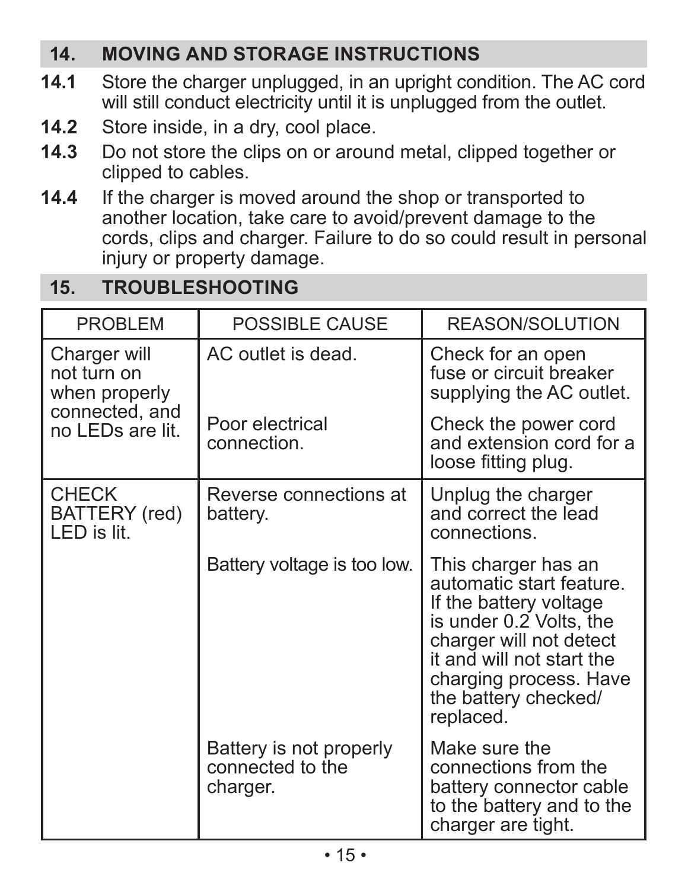## 14. MOVING AND STORAGE INSTRUCTIONS

**14.1** Store the charger unplugged, in an upright condition. The AC cord will still conduct electricity until it is unplugged from the outlet.

**14.2** Store inside, in a dry, cool place.

**14.3** Do not store the clips on or around metal, clipped together or clipped to cables.

**14.4** If the charger is moved around the shop or transported to another location, take care to avoid/prevent damage to the cords, clips and charger. Failure to do so could result in personal injury or property damage.

## 15. TROUBLESHOOTING

| PROBLEM | POSSIBLE CAUSE | REASON/SOLUTION |
| --- | --- | --- |
| Charger will not turn on when properly connected, and no LEDs are lit. | AC outlet is dead. | Check for an open fuse or circuit breaker supplying the AC outlet. |
| | Poor electrical connection. | Check the power cord and extension cord for a loose fitting plug. |
| CHECK BATTERY (red) LED is lit. | Reverse connections at battery. | Unplug the charger and correct the lead connections. |
| | Battery voltage is too low. | This charger has an automatic start feature. If the battery voltage is under 0.2 Volts, the charger will not detect it and will not start the charging process. Have the battery checked/ replaced. |
| | Battery is not properly connected to the charger. | Make sure the connections from the battery connector cable to the battery and to the charger are tight. |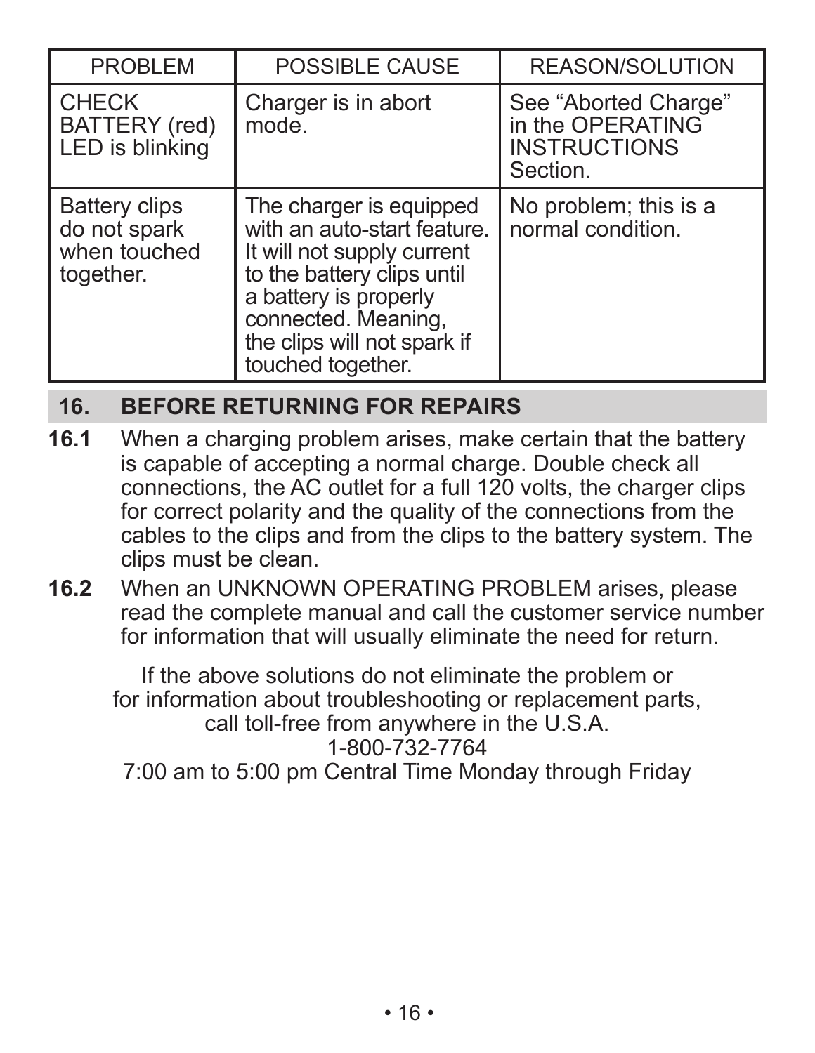| PROBLEM | POSSIBLE CAUSE | REASON/SOLUTION |
| --- | --- | --- |
| CHECK BATTERY (red) LED is blinking | Charger is in abort mode. | See "Aborted Charge" in the OPERATING INSTRUCTIONS Section. |
| Battery clips do not spark when touched together. | The charger is equipped with an auto-start feature. It will not supply current to the battery clips until a battery is properly connected. Meaning, the clips will not spark if touched together. | No problem; this is a normal condition. |

## 16. BEFORE RETURNING FOR REPAIRS

**16.1** When a charging problem arises, make certain that the battery is capable of accepting a normal charge. Double check all connections, the AC outlet for a full 120 volts, the charger clips for correct polarity and the quality of the connections from the cables to the clips and from the clips to the battery system. The clips must be clean.

**16.2** When an UNKNOWN OPERATING PROBLEM arises, please read the complete manual and call the customer service number for information that will usually eliminate the need for return.

If the above solutions do not eliminate the problem or
for information about troubleshooting or replacement parts,
call toll-free from anywhere in the U.S.A.
1-800-732-7764
7:00 am to 5:00 pm Central Time Monday through Friday